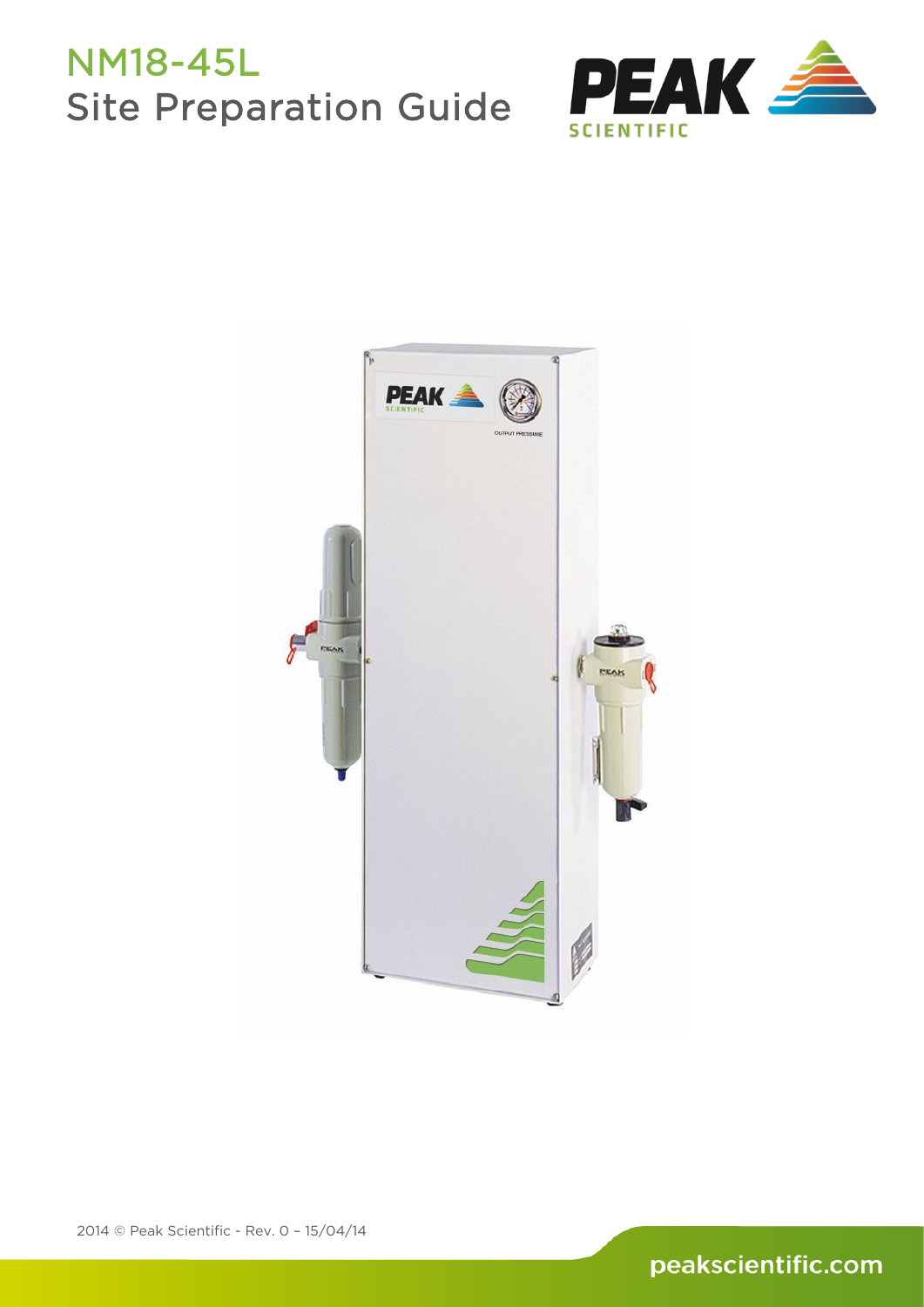# NM18-45L
# Site Preparation Guide

PEAK SCIENTIFIC

2014 © Peak Scientific - Rev. 0 – 15/04/14

peakscientific.com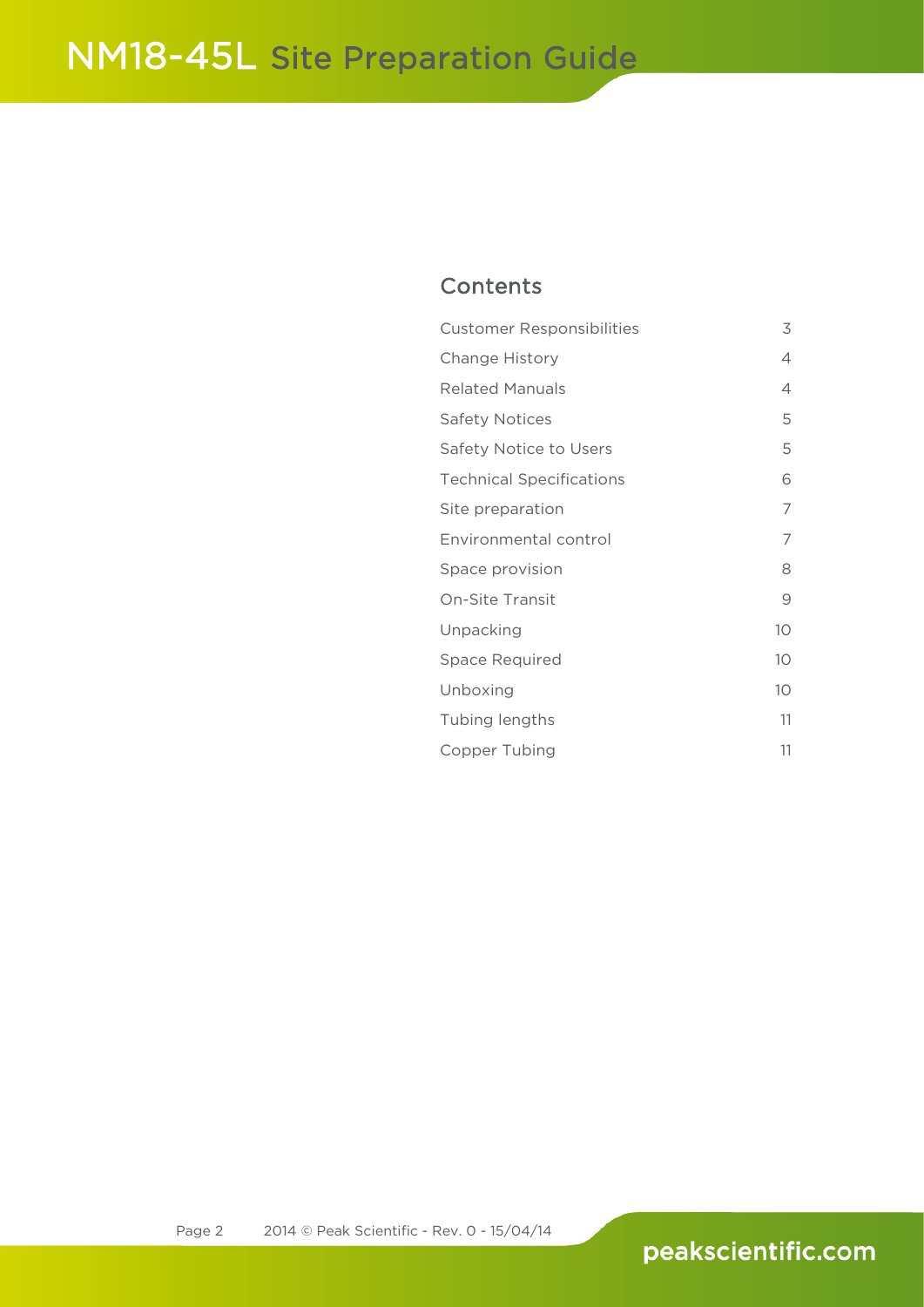## Contents

| | |
|---|---|
| Customer Responsibilities | 3 |
| Change History | 4 |
| Related Manuals | 4 |
| Safety Notices | 5 |
| Safety Notice to Users | 5 |
| Technical Specifications | 6 |
| Site preparation | 7 |
| Environmental control | 7 |
| Space provision | 8 |
| On-Site Transit | 9 |
| Unpacking | 10 |
| Space Required | 10 |
| Unboxing | 10 |
| Tubing lengths | 11 |
| Copper Tubing | 11 |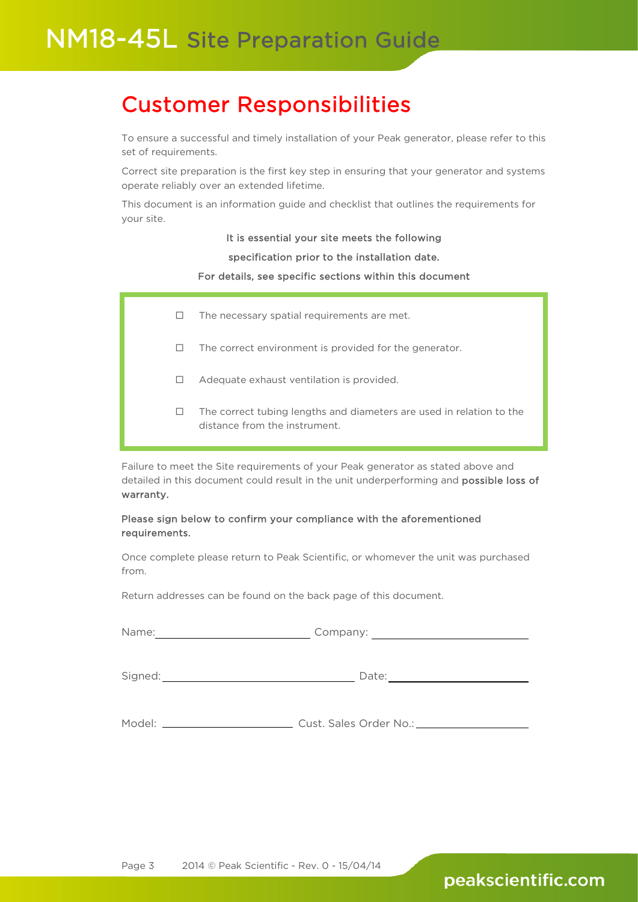# Customer Responsibilities

To ensure a successful and timely installation of your Peak generator, please refer to this set of requirements.

Correct site preparation is the first key step in ensuring that your generator and systems operate reliably over an extended lifetime.

This document is an information guide and checklist that outlines the requirements for your site.

**It is essential your site meets the following specification prior to the installation date.**

**For details, see specific sections within this document**

- ☐ The necessary spatial requirements are met.
- ☐ The correct environment is provided for the generator.
- ☐ Adequate exhaust ventilation is provided.
- ☐ The correct tubing lengths and diameters are used in relation to the distance from the instrument.

Failure to meet the Site requirements of your Peak generator as stated above and detailed in this document could result in the unit underperforming and **possible loss of warranty.**

**Please sign below to confirm your compliance with the aforementioned requirements.**

Once complete please return to Peak Scientific, or whomever the unit was purchased from.

Return addresses can be found on the back page of this document.

Name: ______________________ Company: ______________________

Signed: ______________________ Date: ______________________

Model: ______________________ Cust. Sales Order No.: ______________________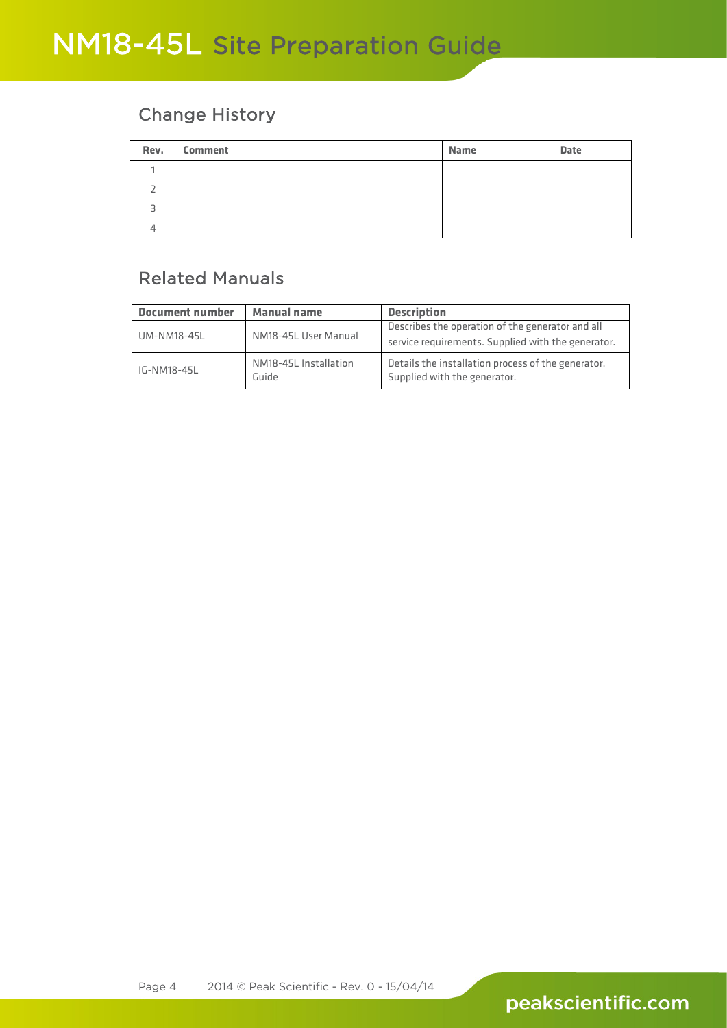## Change History

| Rev. | Comment | Name | Date |
|---|---|---|---|
| 1 | | | |
| 2 | | | |
| 3 | | | |
| 4 | | | |

## Related Manuals

| Document number | Manual name | Description |
|---|---|---|
| UM-NM18-45L | NM18-45L User Manual | Describes the operation of the generator and all service requirements. Supplied with the generator. |
| IG-NM18-45L | NM18-45L Installation Guide | Details the installation process of the generator. Supplied with the generator. |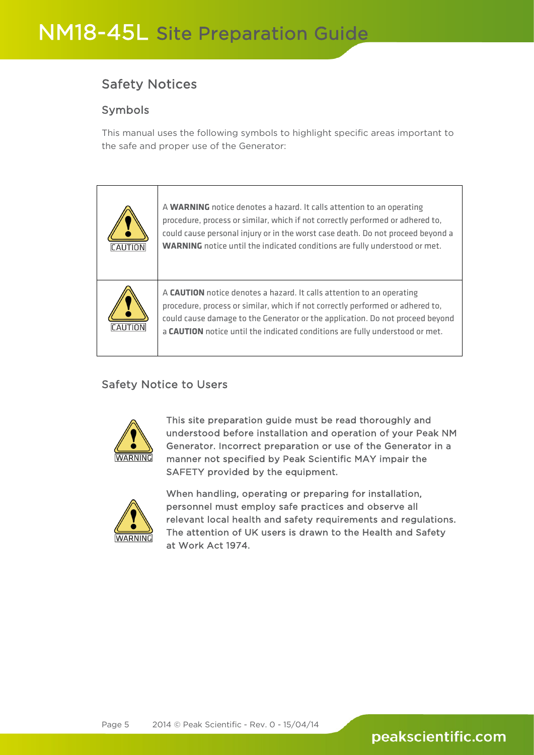## Safety Notices

### Symbols

This manual uses the following symbols to highlight specific areas important to the safe and proper use of the Generator:

| | |
|---|---|
| CAUTION | A **WARNING** notice denotes a hazard. It calls attention to an operating procedure, process or similar, which if not correctly performed or adhered to, could cause personal injury or in the worst case death. Do not proceed beyond a **WARNING** notice until the indicated conditions are fully understood or met. |
| CAUTION | A **CAUTION** notice denotes a hazard. It calls attention to an operating procedure, process or similar, which if not correctly performed or adhered to, could cause damage to the Generator or the application. Do not proceed beyond a **CAUTION** notice until the indicated conditions are fully understood or met. |

### Safety Notice to Users

WARNING

This site preparation guide must be read thoroughly and understood before installation and operation of your Peak NM Generator. Incorrect preparation or use of the Generator in a manner not specified by Peak Scientific MAY impair the SAFETY provided by the equipment.

WARNING

When handling, operating or preparing for installation, personnel must employ safe practices and observe all relevant local health and safety requirements and regulations. The attention of UK users is drawn to the Health and Safety at Work Act 1974.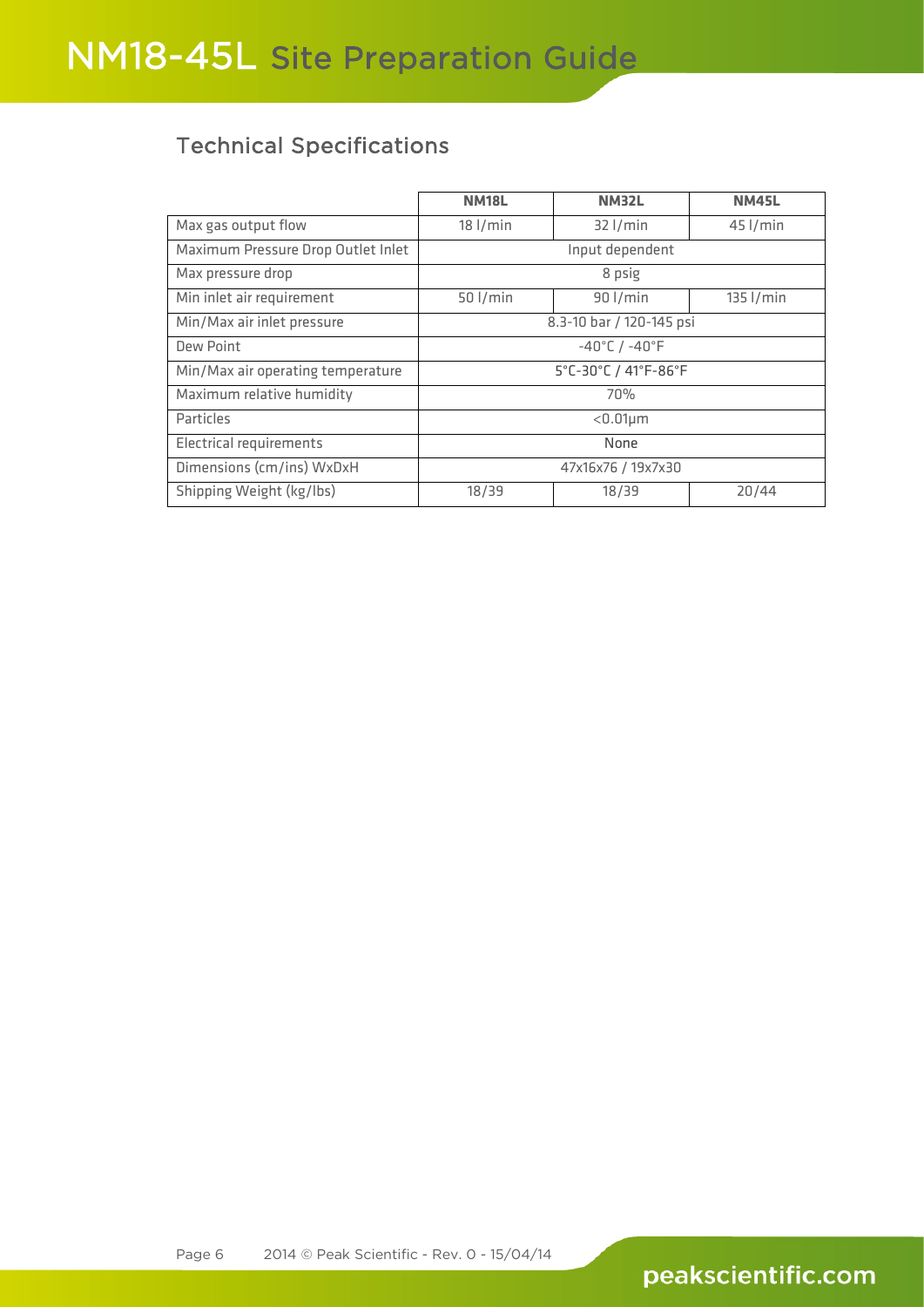## Technical Specifications

| | NM18L | NM32L | NM45L |
|---|---|---|---|
| Max gas output flow | 18 l/min | 32 l/min | 45 l/min |
| Maximum Pressure Drop Outlet Inlet | Input dependent | | |
| Max pressure drop | 8 psig | | |
| Min inlet air requirement | 50 l/min | 90 l/min | 135 l/min |
| Min/Max air inlet pressure | 8.3-10 bar / 120-145 psi | | |
| Dew Point | -40°C / -40°F | | |
| Min/Max air operating temperature | 5°C-30°C / 41°F-86°F | | |
| Maximum relative humidity | 70% | | |
| Particles | <0.01µm | | |
| Electrical requirements | None | | |
| Dimensions (cm/ins) WxDxH | 47x16x76 / 19x7x30 | | |
| Shipping Weight (kg/lbs) | 18/39 | 18/39 | 20/44 |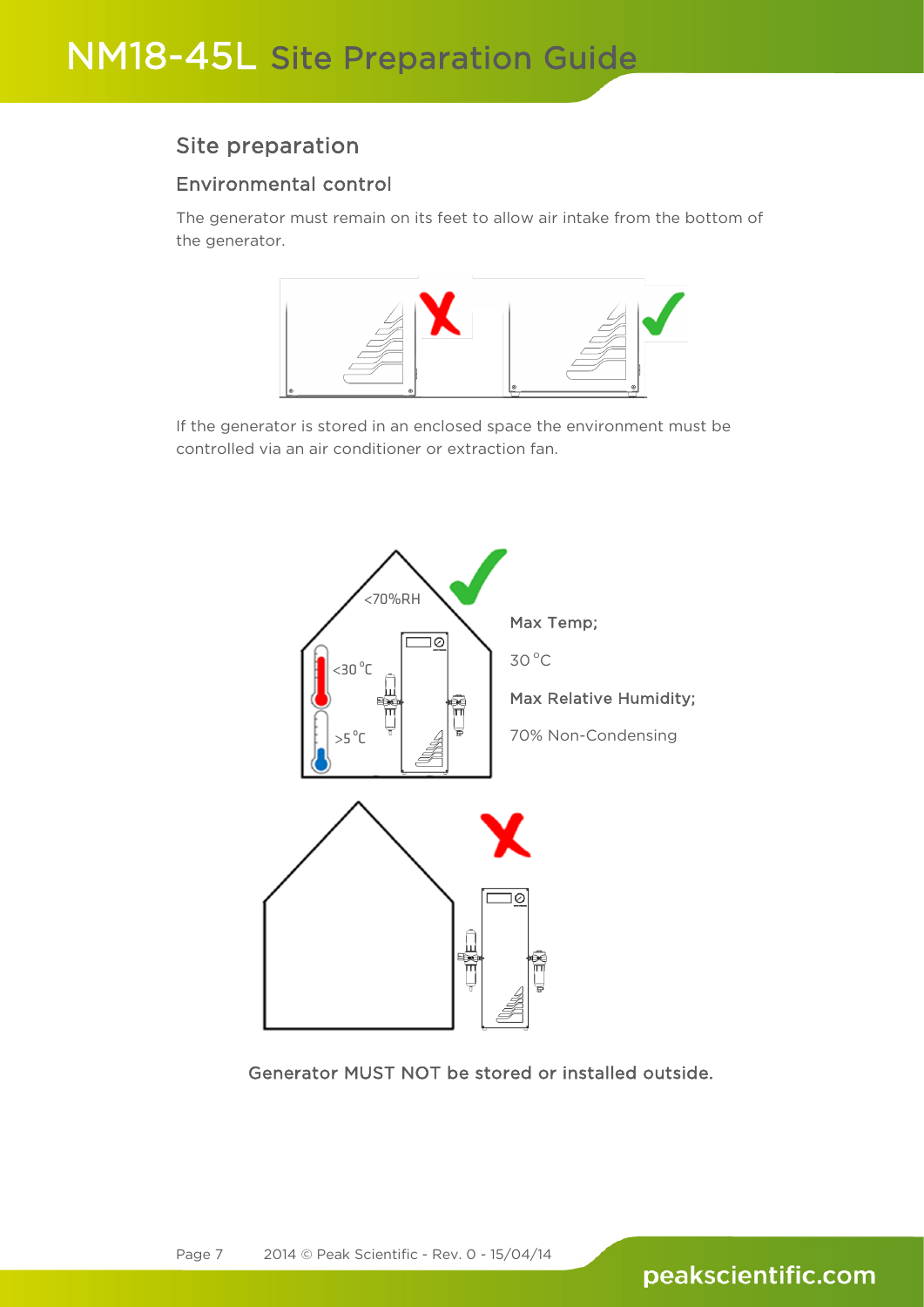## Site preparation

### Environmental control

The generator must remain on its feet to allow air intake from the bottom of the generator.

If the generator is stored in an enclosed space the environment must be controlled via an air conditioner or extraction fan.

**Max Temp;**

30 °C

**Max Relative Humidity;**

70% Non-Condensing

**Generator MUST NOT be stored or installed outside.**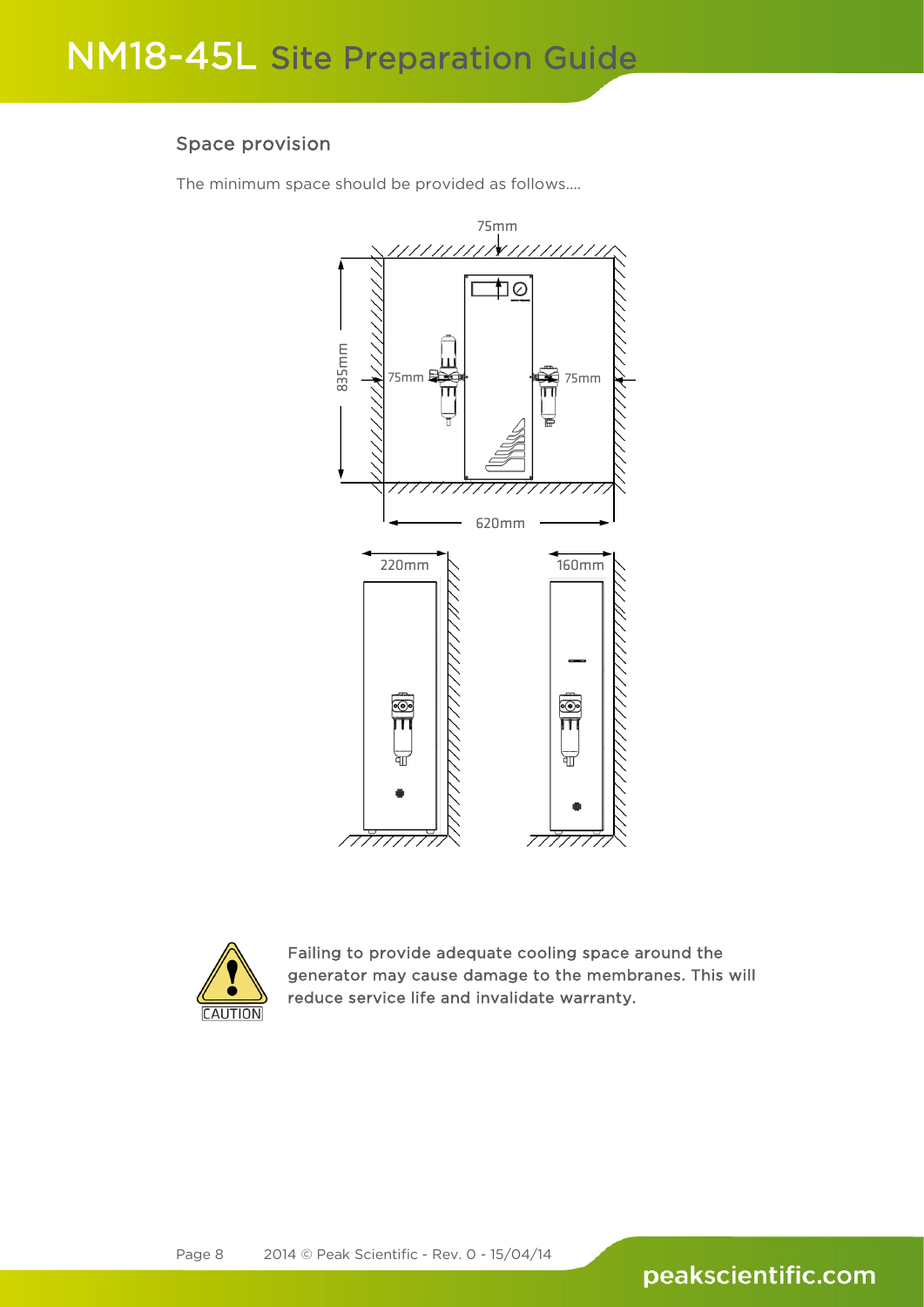## Space provision

The minimum space should be provided as follows....

75mm

835mm

75mm

75mm

620mm

220mm

160mm

CAUTION

Failing to provide adequate cooling space around the generator may cause damage to the membranes. This will reduce service life and invalidate warranty.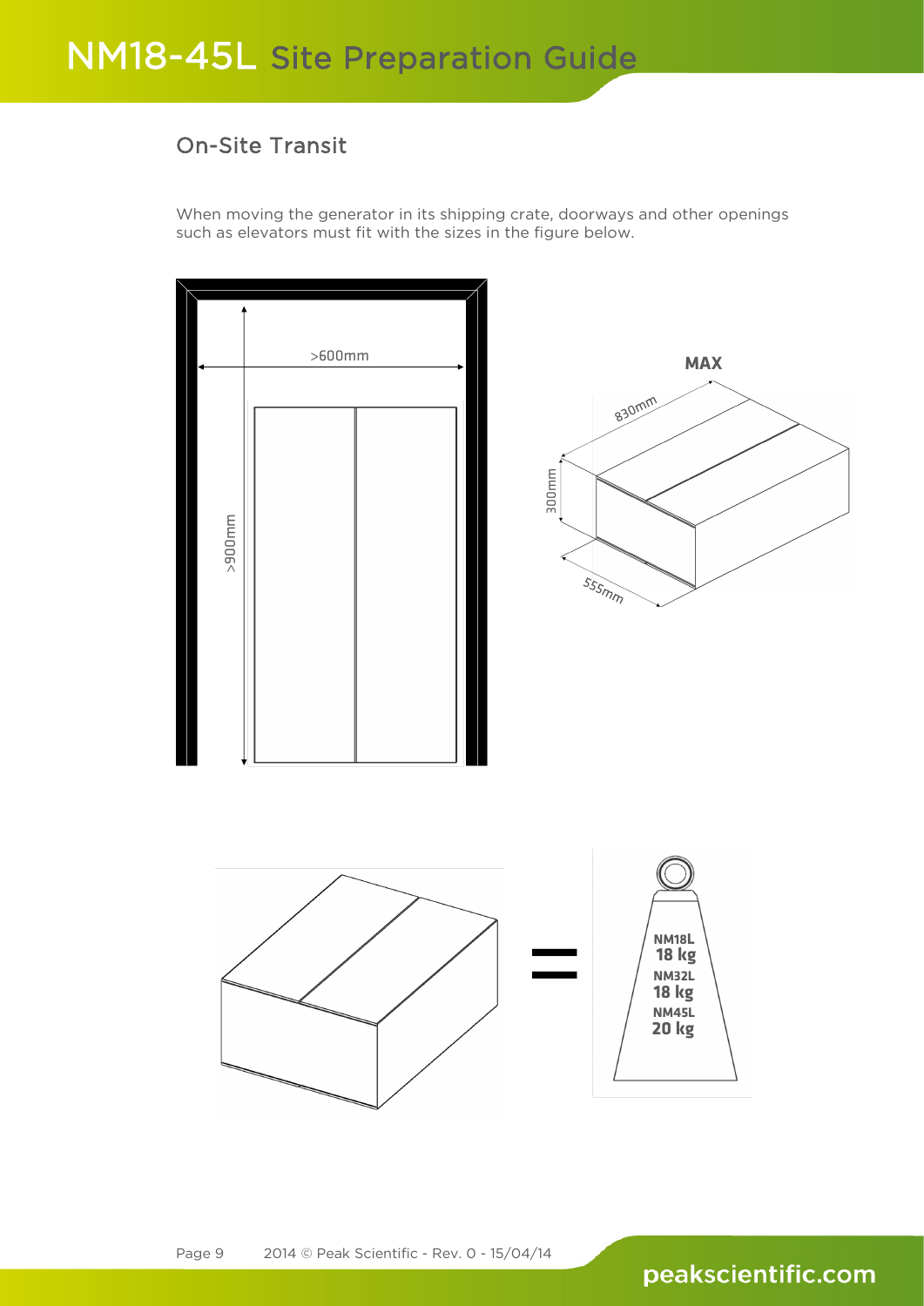## On-Site Transit

When moving the generator in its shipping crate, doorways and other openings such as elevators must fit with the sizes in the figure below.

>600mm

>900mm

MAX

830mm

300mm

555mm

NM18L
18 kg
NM32L
18 kg
NM45L
20 kg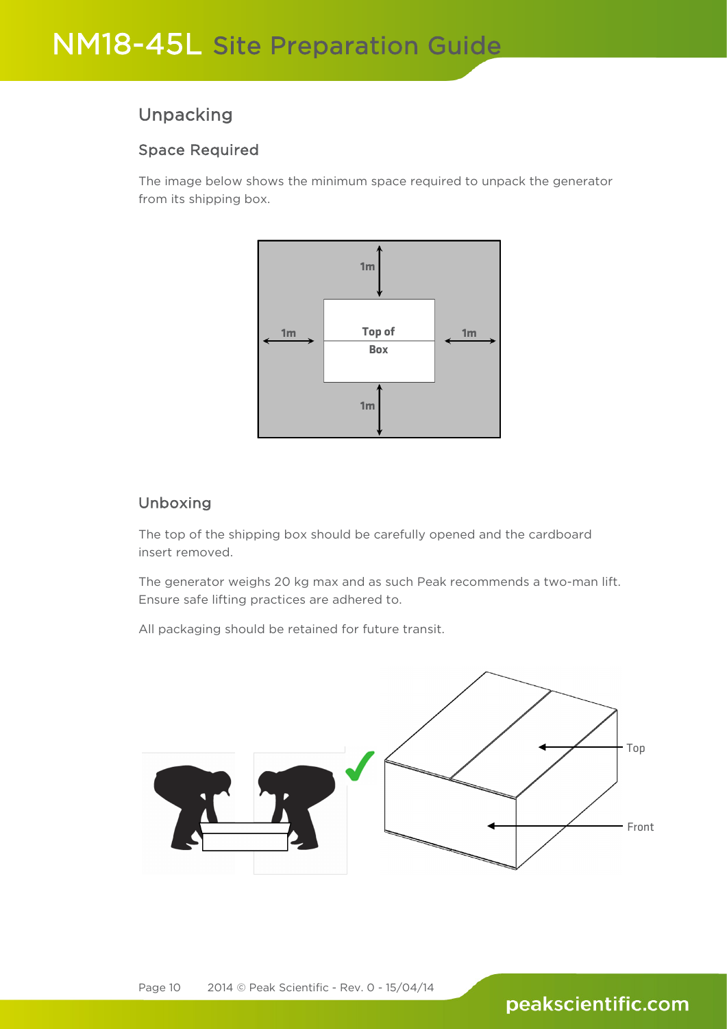## Unpacking

### Space Required

The image below shows the minimum space required to unpack the generator from its shipping box.

### Unboxing

The top of the shipping box should be carefully opened and the cardboard insert removed.

The generator weighs 20 kg max and as such Peak recommends a two-man lift. Ensure safe lifting practices are adhered to.

All packaging should be retained for future transit.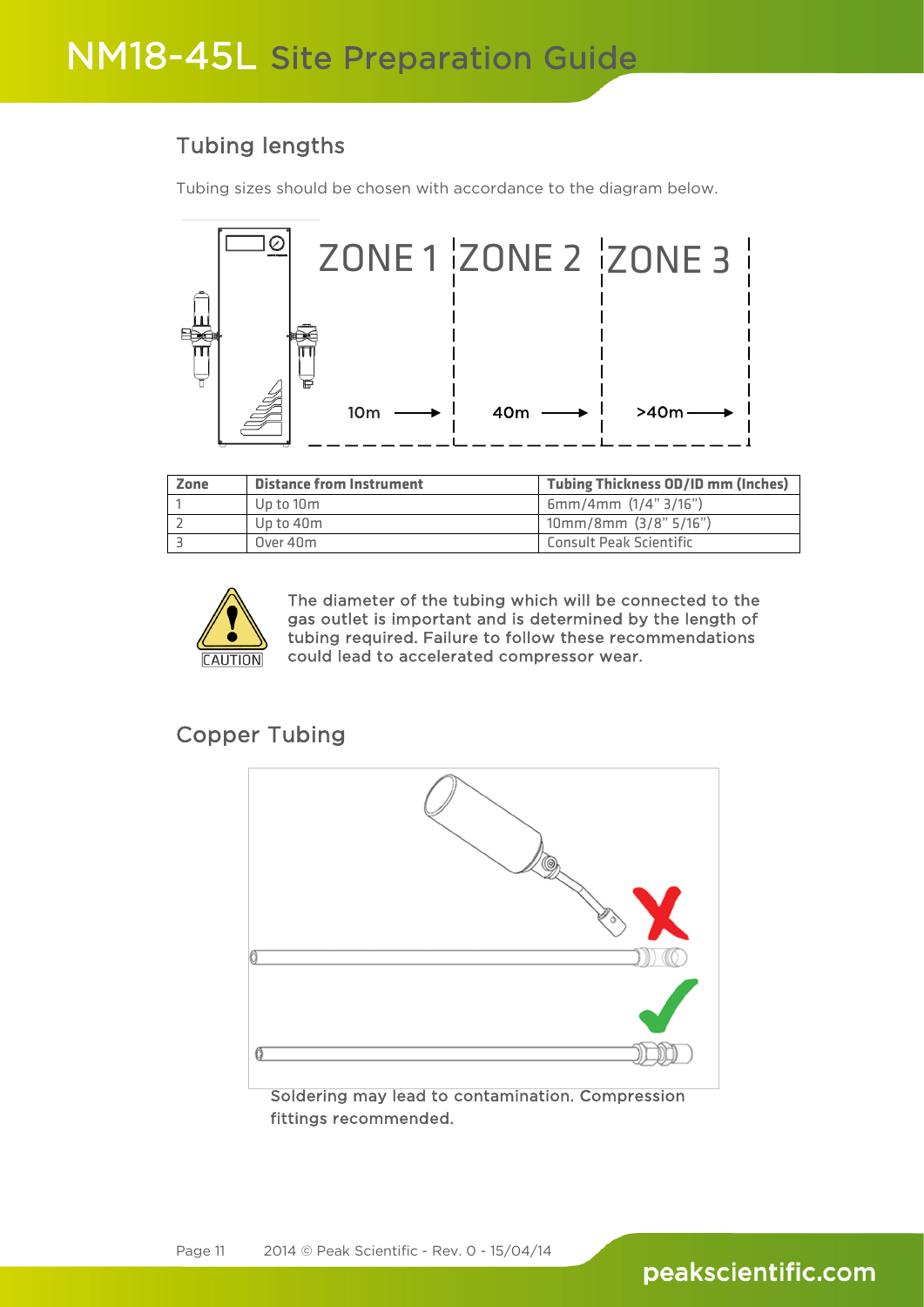## Tubing lengths

Tubing sizes should be chosen with accordance to the diagram below.

ZONE 1 ZONE 2 ZONE 3

10m → 40m → >40m →

| Zone | Distance from Instrument | Tubing Thickness OD/ID mm (Inches) |
|---|---|---|
| 1 | Up to 10m | 6mm/4mm (1/4" 3/16") |
| 2 | Up to 40m | 10mm/8mm (3/8" 5/16") |
| 3 | Over 40m | Consult Peak Scientific |

CAUTION

The diameter of the tubing which will be connected to the gas outlet is important and is determined by the length of tubing required. Failure to follow these recommendations could lead to accelerated compressor wear.

## Copper Tubing

Soldering may lead to contamination. Compression fittings recommended.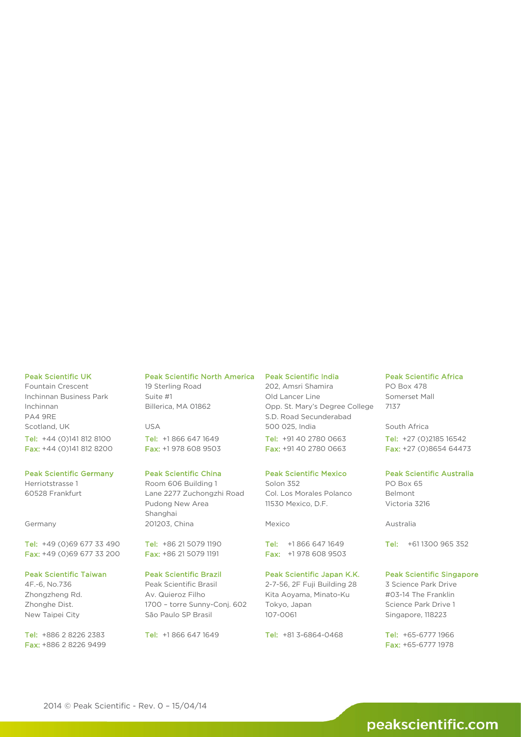**Peak Scientific UK**
Fountain Crescent
Inchinnan Business Park
Inchinnan
PA4 9RE
Scotland, UK
Tel: +44 (0)141 812 8100
Fax: +44 (0)141 812 8200

**Peak Scientific North America**
19 Sterling Road
Suite #1
Billerica, MA 01862

USA
Tel: +1 866 647 1649
Fax: +1 978 608 9503

**Peak Scientific India**
202, Amsri Shamira
Old Lancer Line
Opp. St. Mary's Degree College
S.D. Road Secunderabad
500 025, India
Tel: +91 40 2780 0663
Fax: +91 40 2780 0663

**Peak Scientific Africa**
PO Box 478
Somerset Mall
7137

South Africa
Tel: +27 (0)2185 16542
Fax: +27 (0)8654 64473

**Peak Scientific Germany**
Herriotstrasse 1
60528 Frankfurt

Germany

Tel: +49 (0)69 677 33 490
Fax: +49 (0)69 677 33 200

**Peak Scientific China**
Room 606 Building 1
Lane 2277 Zuchongzhi Road
Pudong New Area
Shanghai
201203, China

Tel: +86 21 5079 1190
Fax: +86 21 5079 1191

**Peak Scientific Mexico**
Solon 352
Col. Los Morales Polanco
11530 Mexico, D.F.

Mexico

Tel: +1 866 647 1649
Fax: +1 978 608 9503

**Peak Scientific Australia**
PO Box 65
Belmont
Victoria 3216

Australia

Tel: +61 1300 965 352

**Peak Scientific Taiwan**
4F.-6, No.736
Zhongzheng Rd.
Zhonghe Dist.
New Taipei City

Tel: +886 2 8226 2383
Fax: +886 2 8226 9499

**Peak Scientific Brazil**
Peak Scientific Brasil
Av. Quieroz Filho
1700 – torre Sunny-Conj. 602
São Paulo SP Brasil

Tel: +1 866 647 1649

**Peak Scientific Japan K.K.**
2-7-56, 2F Fuji Building 28
Kita Aoyama, Minato-Ku
Tokyo, Japan
107-0061

Tel: +81 3-6864-0468

**Peak Scientific Singapore**
3 Science Park Drive
#03-14 The Franklin
Science Park Drive 1
Singapore, 118223

Tel: +65-6777 1966
Fax: +65-6777 1978

2014 © Peak Scientific - Rev. 0 – 15/04/14

peakscientific.com